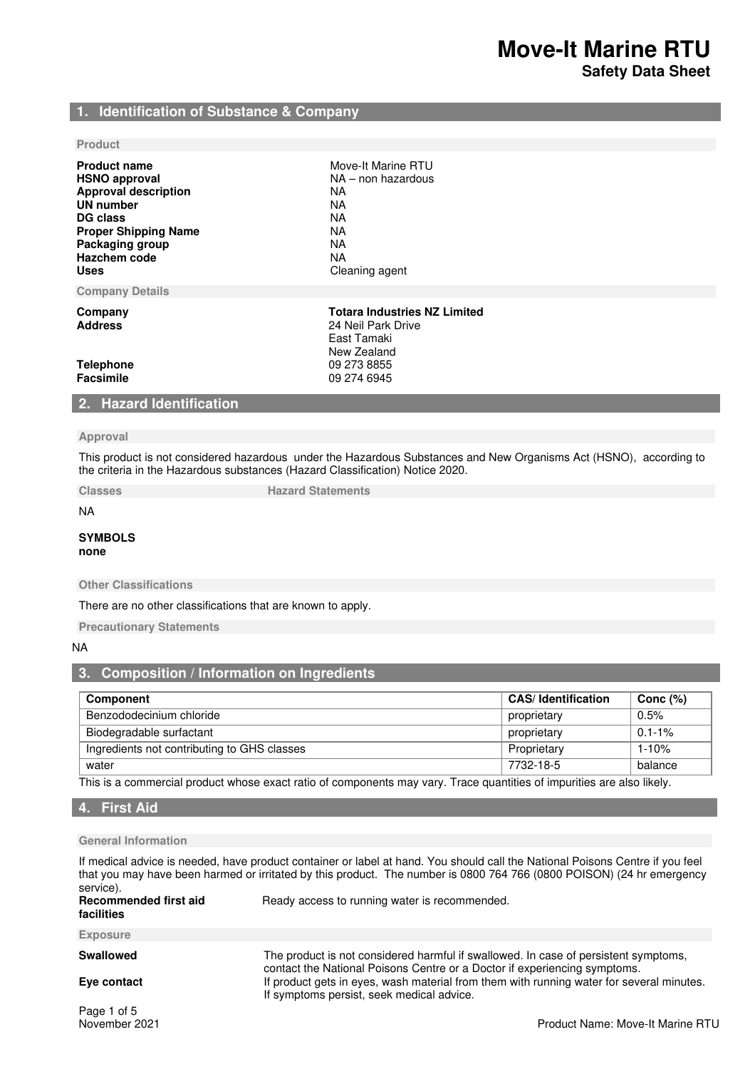# Move-It Marine RTU

**Safety Data Sheet**

## 1. Identification of Substance & Company

### Product

| | |
|---|---|
| **Product name** | Move-It Marine RTU |
| **HSNO approval** | NA – non hazardous |
| **Approval description** | NA |
| **UN number** | NA |
| **DG class** | NA |
| **Proper Shipping Name** | NA |
| **Packaging group** | NA |
| **Hazchem code** | NA |
| **Uses** | Cleaning agent |

### Company Details

| | |
|---|---|
| **Company** | **Totara Industries NZ Limited** |
| **Address** | 24 Neil Park Drive<br>East Tamaki<br>New Zealand |
| **Telephone** | 09 273 8855 |
| **Facsimile** | 09 274 6945 |

## 2. Hazard Identification

### Approval

This product is not considered hazardous under the Hazardous Substances and New Organisms Act (HSNO), according to the criteria in the Hazardous substances (Hazard Classification) Notice 2020.

| Classes | Hazard Statements |
|---|---|
| NA | |

**SYMBOLS**
**none**

### Other Classifications

There are no other classifications that are known to apply.

### Precautionary Statements

NA

## 3. Composition / Information on Ingredients

| Component | CAS/ Identification | Conc (%) |
|---|---|---|
| Benzododecinium chloride | proprietary | 0.5% |
| Biodegradable surfactant | proprietary | 0.1-1% |
| Ingredients not contributing to GHS classes | Proprietary | 1-10% |
| water | 7732-18-5 | balance |

This is a commercial product whose exact ratio of components may vary. Trace quantities of impurities are also likely.

## 4. First Aid

### General Information

If medical advice is needed, have product container or label at hand. You should call the National Poisons Centre if you feel that you may have been harmed or irritated by this product. The number is 0800 764 766 (0800 POISON) (24 hr emergency service).

**Recommended first aid facilities** Ready access to running water is recommended.

### Exposure

**Swallowed** The product is not considered harmful if swallowed. In case of persistent symptoms, contact the National Poisons Centre or a Doctor if experiencing symptoms.

**Eye contact** If product gets in eyes, wash material from them with running water for several minutes. If symptoms persist, seek medical advice.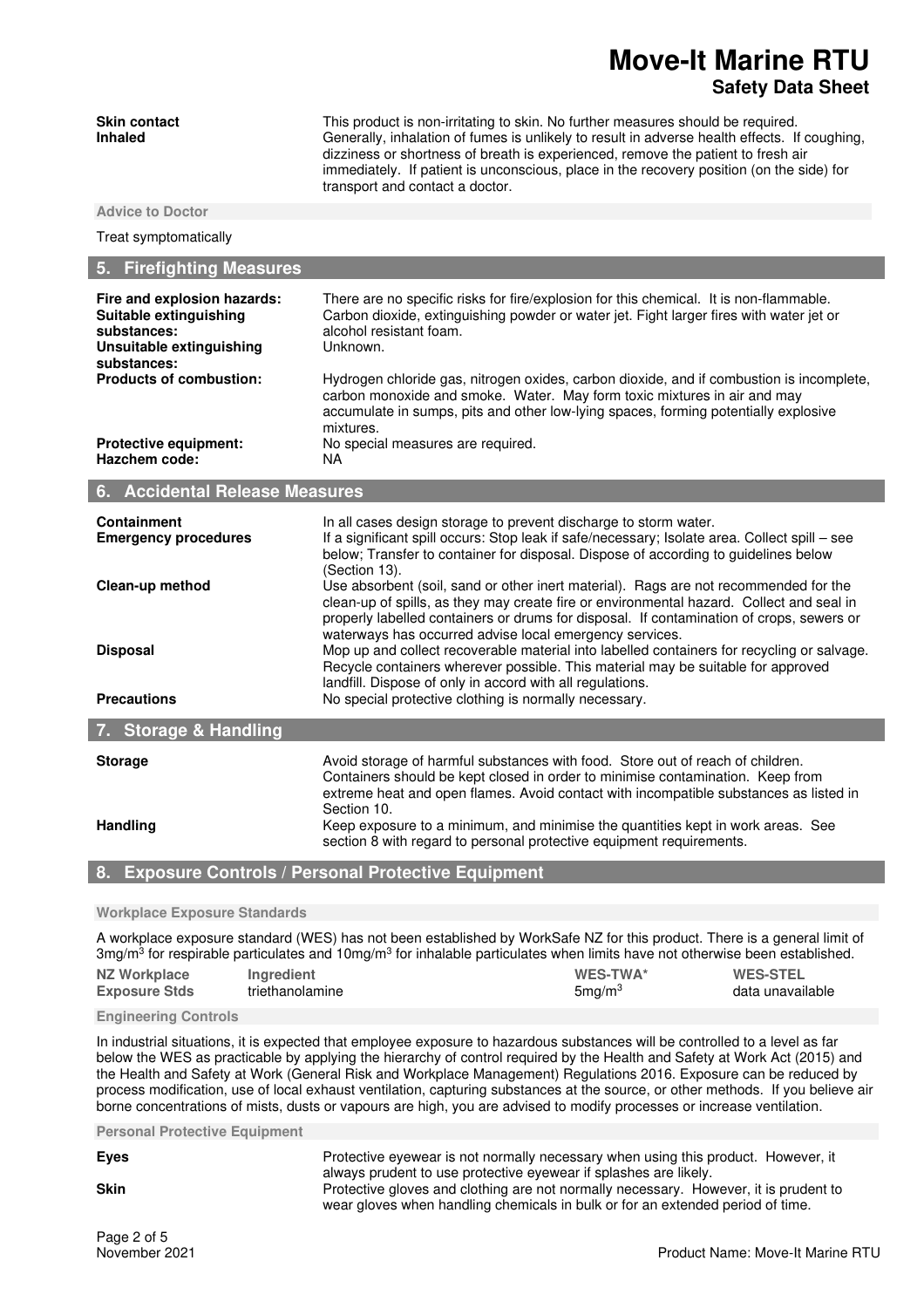**Skin contact** This product is non-irritating to skin. No further measures should be required.

**Inhaled** Generally, inhalation of fumes is unlikely to result in adverse health effects. If coughing, dizziness or shortness of breath is experienced, remove the patient to fresh air immediately. If patient is unconscious, place in the recovery position (on the side) for transport and contact a doctor.

**Advice to Doctor**

Treat symptomatically

## 5. Firefighting Measures

**Fire and explosion hazards:** There are no specific risks for fire/explosion for this chemical. It is non-flammable.

**Suitable extinguishing substances:** Carbon dioxide, extinguishing powder or water jet. Fight larger fires with water jet or alcohol resistant foam.

**Unsuitable extinguishing substances:** Unknown.

**Products of combustion:** Hydrogen chloride gas, nitrogen oxides, carbon dioxide, and if combustion is incomplete, carbon monoxide and smoke. Water. May form toxic mixtures in air and may accumulate in sumps, pits and other low-lying spaces, forming potentially explosive mixtures.

**Protective equipment:** No special measures are required.

**Hazchem code:** NA

## 6. Accidental Release Measures

**Containment** In all cases design storage to prevent discharge to storm water.

**Emergency procedures** If a significant spill occurs: Stop leak if safe/necessary; Isolate area. Collect spill – see below; Transfer to container for disposal. Dispose of according to guidelines below (Section 13).

**Clean-up method** Use absorbent (soil, sand or other inert material). Rags are not recommended for the clean-up of spills, as they may create fire or environmental hazard. Collect and seal in properly labelled containers or drums for disposal. If contamination of crops, sewers or waterways has occurred advise local emergency services.

**Disposal** Mop up and collect recoverable material into labelled containers for recycling or salvage. Recycle containers wherever possible. This material may be suitable for approved landfill. Dispose of only in accord with all regulations.

**Precautions** No special protective clothing is normally necessary.

## 7. Storage & Handling

**Storage** Avoid storage of harmful substances with food. Store out of reach of children. Containers should be kept closed in order to minimise contamination. Keep from extreme heat and open flames. Avoid contact with incompatible substances as listed in Section 10.

**Handling** Keep exposure to a minimum, and minimise the quantities kept in work areas. See section 8 with regard to personal protective equipment requirements.

## 8. Exposure Controls / Personal Protective Equipment

**Workplace Exposure Standards**

A workplace exposure standard (WES) has not been established by WorkSafe NZ for this product. There is a general limit of 3mg/m$^3$ for respirable particulates and 10mg/m$^3$ for inhalable particulates when limits have not otherwise been established.

| NZ Workplace Exposure Stds | Ingredient | WES-TWA* | WES-STEL |
|---|---|---|---|
| | triethanolamine | 5mg/m$^3$ | data unavailable |

**Engineering Controls**

In industrial situations, it is expected that employee exposure to hazardous substances will be controlled to a level as far below the WES as practicable by applying the hierarchy of control required by the Health and Safety at Work Act (2015) and the Health and Safety at Work (General Risk and Workplace Management) Regulations 2016. Exposure can be reduced by process modification, use of local exhaust ventilation, capturing substances at the source, or other methods. If you believe air borne concentrations of mists, dusts or vapours are high, you are advised to modify processes or increase ventilation.

**Personal Protective Equipment**

**Eyes** Protective eyewear is not normally necessary when using this product. However, it always prudent to use protective eyewear if splashes are likely.

**Skin** Protective gloves and clothing are not normally necessary. However, it is prudent to wear gloves when handling chemicals in bulk or for an extended period of time.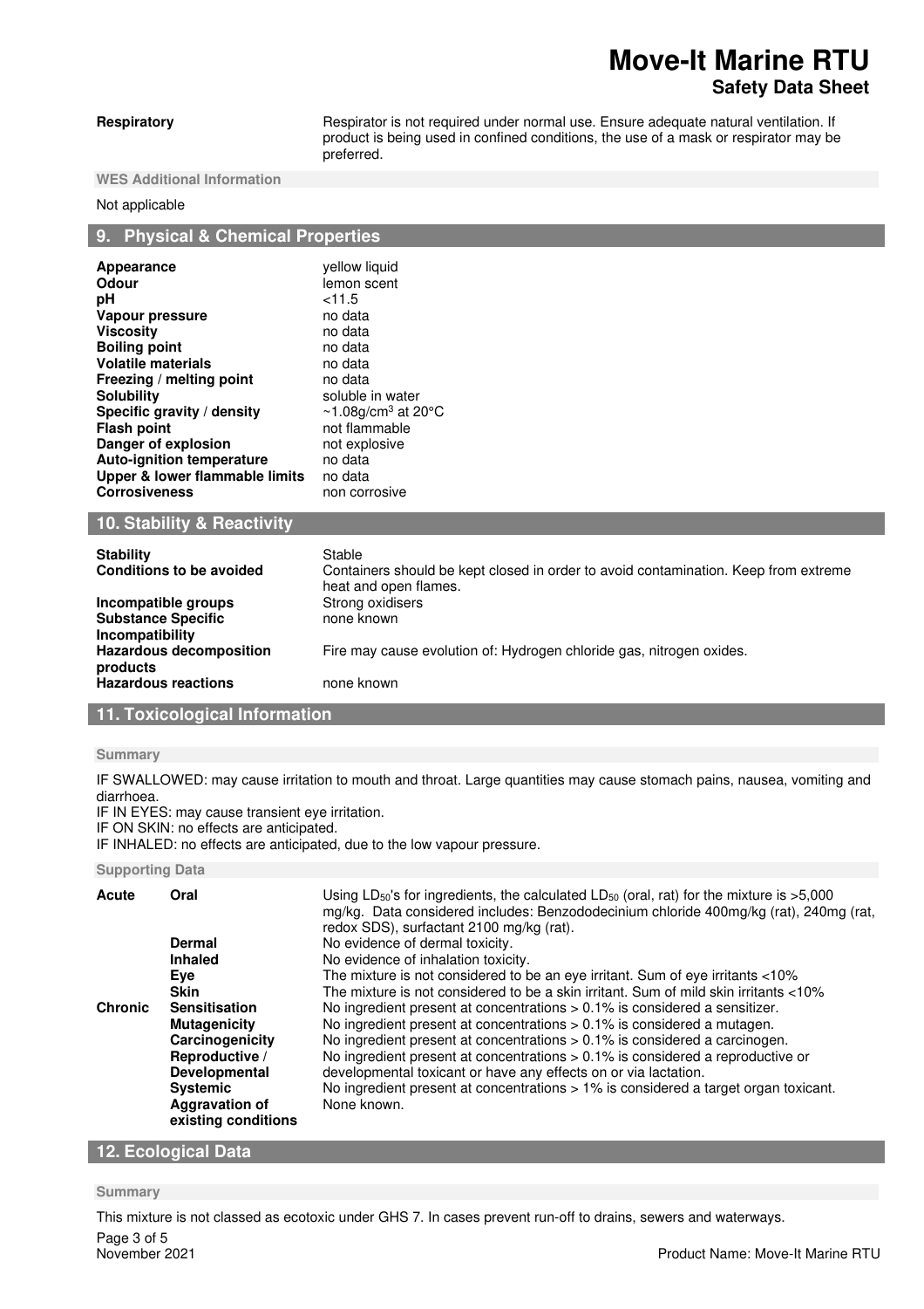| | |
|---|---|
| **Respiratory** | Respirator is not required under normal use. Ensure adequate natural ventilation. If product is being used in confined conditions, the use of a mask or respirator may be preferred. |

**WES Additional Information**

Not applicable

## 9. Physical & Chemical Properties

| | |
|---|---|
| **Appearance** | yellow liquid |
| **Odour** | lemon scent |
| **pH** | <11.5 |
| **Vapour pressure** | no data |
| **Viscosity** | no data |
| **Boiling point** | no data |
| **Volatile materials** | no data |
| **Freezing / melting point** | no data |
| **Solubility** | soluble in water |
| **Specific gravity / density** | ~1.08g/cm$^3$ at 20°C |
| **Flash point** | not flammable |
| **Danger of explosion** | not explosive |
| **Auto-ignition temperature** | no data |
| **Upper & lower flammable limits** | no data |
| **Corrosiveness** | non corrosive |

## 10. Stability & Reactivity

| | |
|---|---|
| **Stability** | Stable |
| **Conditions to be avoided** | Containers should be kept closed in order to avoid contamination. Keep from extreme heat and open flames. |
| **Incompatible groups** | Strong oxidisers |
| **Substance Specific Incompatibility** | none known |
| **Hazardous decomposition products** | Fire may cause evolution of: Hydrogen chloride gas, nitrogen oxides. |
| **Hazardous reactions** | none known |

## 11. Toxicological Information

**Summary**

IF SWALLOWED: may cause irritation to mouth and throat. Large quantities may cause stomach pains, nausea, vomiting and diarrhoea.
IF IN EYES: may cause transient eye irritation.
IF ON SKIN: no effects are anticipated.
IF INHALED: no effects are anticipated, due to the low vapour pressure.

**Supporting Data**

| | | |
|---|---|---|
| **Acute** | **Oral** | Using $LD_{50}$'s for ingredients, the calculated $LD_{50}$ (oral, rat) for the mixture is >5,000 mg/kg. Data considered includes: Benzododecinium chloride 400mg/kg (rat), 240mg (rat, redox SDS), surfactant 2100 mg/kg (rat). |
| | **Dermal** | No evidence of dermal toxicity. |
| | **Inhaled** | No evidence of inhalation toxicity. |
| | **Eye** | The mixture is not considered to be an eye irritant. Sum of eye irritants <10% |
| | **Skin** | The mixture is not considered to be a skin irritant. Sum of mild skin irritants <10% |
| **Chronic** | **Sensitisation** | No ingredient present at concentrations > 0.1% is considered a sensitizer. |
| | **Mutagenicity** | No ingredient present at concentrations > 0.1% is considered a mutagen. |
| | **Carcinogenicity** | No ingredient present at concentrations > 0.1% is considered a carcinogen. |
| | **Reproductive / Developmental** | No ingredient present at concentrations > 0.1% is considered a reproductive or developmental toxicant or have any effects on or via lactation. |
| | **Systemic** | No ingredient present at concentrations > 1% is considered a target organ toxicant. |
| | **Aggravation of existing conditions** | None known. |

## 12. Ecological Data

**Summary**

This mixture is not classed as ecotoxic under GHS 7. In cases prevent run-off to drains, sewers and waterways.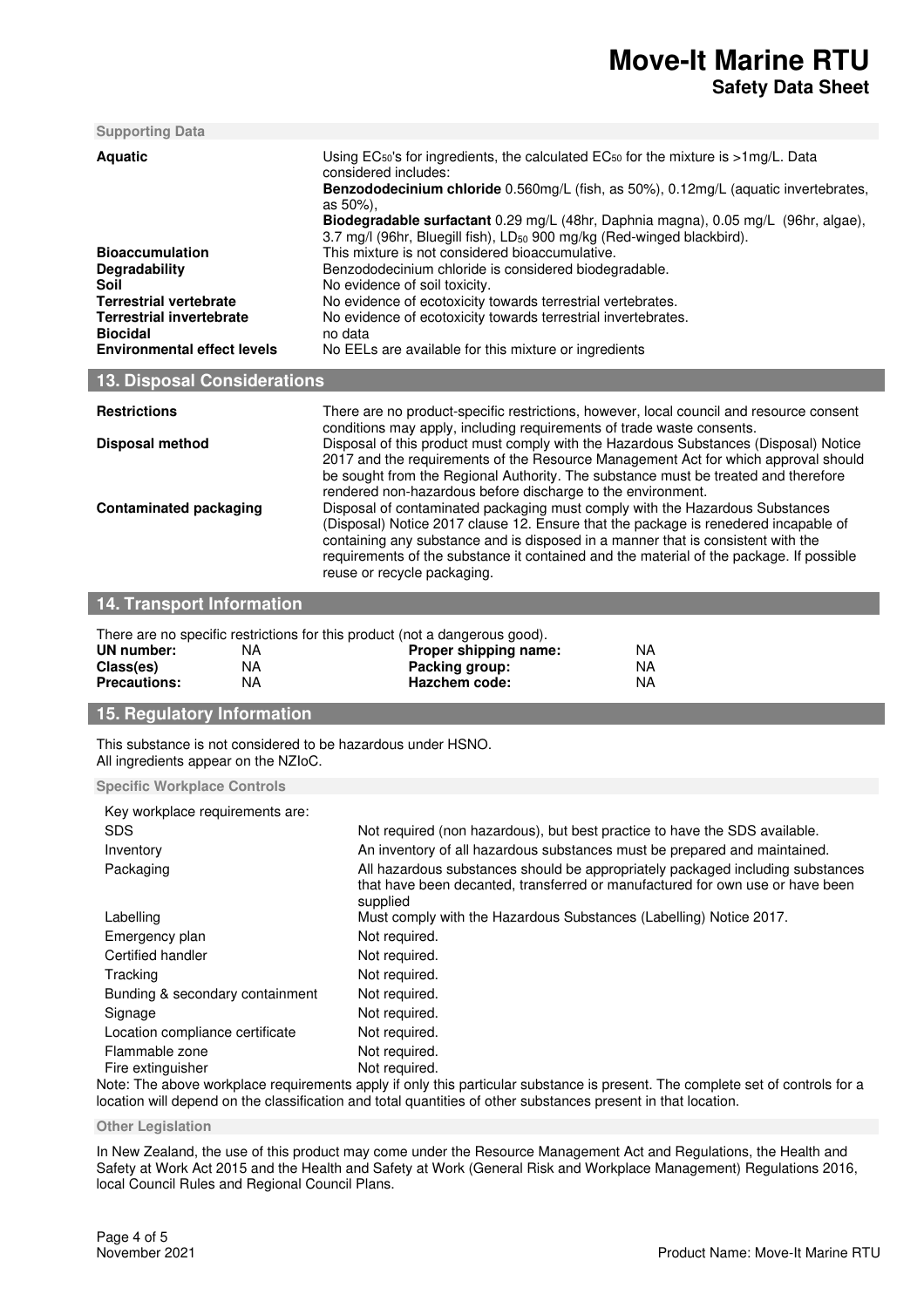**Supporting Data**

| | |
|---|---|
| **Aquatic** | Using $EC_{50}$'s for ingredients, the calculated $EC_{50}$ for the mixture is >1mg/L. Data considered includes: **Benzododecinium chloride** 0.560mg/L (fish, as 50%), 0.12mg/L (aquatic invertebrates, as 50%), **Biodegradable surfactant** 0.29 mg/L (48hr, Daphnia magna), 0.05 mg/L (96hr, algae), 3.7 mg/l (96hr, Bluegill fish), $LD_{50}$ 900 mg/kg (Red-winged blackbird). |
| **Bioaccumulation** | This mixture is not considered bioaccumulative. |
| **Degradability** | Benzododecinium chloride is considered biodegradable. |
| **Soil** | No evidence of soil toxicity. |
| **Terrestrial vertebrate** | No evidence of ecotoxicity towards terrestrial vertebrates. |
| **Terrestrial invertebrate** | No evidence of ecotoxicity towards terrestrial invertebrates. |
| **Biocidal** | no data |
| **Environmental effect levels** | No EELs are available for this mixture or ingredients |

## 13. Disposal Considerations

| | |
|---|---|
| **Restrictions** | There are no product-specific restrictions, however, local council and resource consent conditions may apply, including requirements of trade waste consents. |
| **Disposal method** | Disposal of this product must comply with the Hazardous Substances (Disposal) Notice 2017 and the requirements of the Resource Management Act for which approval should be sought from the Regional Authority. The substance must be treated and therefore rendered non-hazardous before discharge to the environment. |
| **Contaminated packaging** | Disposal of contaminated packaging must comply with the Hazardous Substances (Disposal) Notice 2017 clause 12. Ensure that the package is renedered incapable of containing any substance and is disposed in a manner that is consistent with the requirements of the substance it contained and the material of the package. If possible reuse or recycle packaging. |

## 14. Transport Information

There are no specific restrictions for this product (not a dangerous good).

| | | | |
|---|---|---|---|
| **UN number:** | NA | **Proper shipping name:** | NA |
| **Class(es)** | NA | **Packing group:** | NA |
| **Precautions:** | NA | **Hazchem code:** | NA |

## 15. Regulatory Information

This substance is not considered to be hazardous under HSNO.
All ingredients appear on the NZIoC.

**Specific Workplace Controls**

Key workplace requirements are:

| | |
|---|---|
| SDS | Not required (non hazardous), but best practice to have the SDS available. |
| Inventory | An inventory of all hazardous substances must be prepared and maintained. |
| Packaging | All hazardous substances should be appropriately packaged including substances that have been decanted, transferred or manufactured for own use or have been supplied |
| Labelling | Must comply with the Hazardous Substances (Labelling) Notice 2017. |
| Emergency plan | Not required. |
| Certified handler | Not required. |
| Tracking | Not required. |
| Bunding & secondary containment | Not required. |
| Signage | Not required. |
| Location compliance certificate | Not required. |
| Flammable zone | Not required. |
| Fire extinguisher | Not required. |

Note: The above workplace requirements apply if only this particular substance is present. The complete set of controls for a location will depend on the classification and total quantities of other substances present in that location.

**Other Legislation**

In New Zealand, the use of this product may come under the Resource Management Act and Regulations, the Health and Safety at Work Act 2015 and the Health and Safety at Work (General Risk and Workplace Management) Regulations 2016, local Council Rules and Regional Council Plans.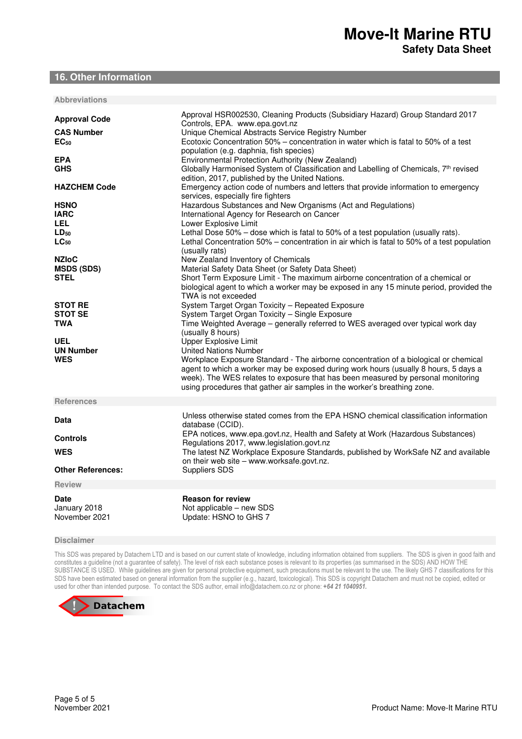## 16. Other Information

### Abbreviations

| | |
|---|---|
| **Approval Code** | Approval HSR002530, Cleaning Products (Subsidiary Hazard) Group Standard 2017 Controls, EPA. www.epa.govt.nz |
| **CAS Number** | Unique Chemical Abstracts Service Registry Number |
| **$EC_{50}$** | Ecotoxic Concentration 50% – concentration in water which is fatal to 50% of a test population (e.g. daphnia, fish species) |
| **EPA** | Environmental Protection Authority (New Zealand) |
| **GHS** | Globally Harmonised System of Classification and Labelling of Chemicals, 7th revised edition, 2017, published by the United Nations. |
| **HAZCHEM Code** | Emergency action code of numbers and letters that provide information to emergency services, especially fire fighters |
| **HSNO** | Hazardous Substances and New Organisms (Act and Regulations) |
| **IARC** | International Agency for Research on Cancer |
| **LEL** | Lower Explosive Limit |
| **$LD_{50}$** | Lethal Dose 50% – dose which is fatal to 50% of a test population (usually rats). |
| **$LC_{50}$** | Lethal Concentration 50% – concentration in air which is fatal to 50% of a test population (usually rats) |
| **NZIoC** | New Zealand Inventory of Chemicals |
| **MSDS (SDS)** | Material Safety Data Sheet (or Safety Data Sheet) |
| **STEL** | Short Term Exposure Limit - The maximum airborne concentration of a chemical or biological agent to which a worker may be exposed in any 15 minute period, provided the TWA is not exceeded |
| **STOT RE** | System Target Organ Toxicity – Repeated Exposure |
| **STOT SE** | System Target Organ Toxicity – Single Exposure |
| **TWA** | Time Weighted Average – generally referred to WES averaged over typical work day (usually 8 hours) |
| **UEL** | Upper Explosive Limit |
| **UN Number** | United Nations Number |
| **WES** | Workplace Exposure Standard - The airborne concentration of a biological or chemical agent to which a worker may be exposed during work hours (usually 8 hours, 5 days a week). The WES relates to exposure that has been measured by personal monitoring using procedures that gather air samples in the worker's breathing zone. |

### References

| | |
|---|---|
| **Data** | Unless otherwise stated comes from the EPA HSNO chemical classification information database (CCID). |
| **Controls** | EPA notices, www.epa.govt.nz, Health and Safety at Work (Hazardous Substances) Regulations 2017, www.legislation.govt.nz |
| **WES** | The latest NZ Workplace Exposure Standards, published by WorkSafe NZ and available on their web site – www.worksafe.govt.nz. |
| **Other References:** | Suppliers SDS |

### Review

| **Date** | **Reason for review** |
|---|---|
| January 2018 | Not applicable – new SDS |
| November 2021 | Update: HSNO to GHS 7 |

### Disclaimer

This SDS was prepared by Datachem LTD and is based on our current state of knowledge, including information obtained from suppliers. The SDS is given in good faith and constitutes a guideline (not a guarantee of safety). The level of risk each substance poses is relevant to its properties (as summarised in the SDS) AND HOW THE SUBSTANCE IS USED. While guidelines are given for personal protective equipment, such precautions must be relevant to the use. The likely GHS 7 classifications for this SDS have been estimated based on general information from the supplier (e.g., hazard, toxicological). This SDS is copyright Datachem and must not be copied, edited or used for other than intended purpose. To contact the SDS author, email info@datachem.co.nz or phone: ***+64 21 1040951.***

Datachem